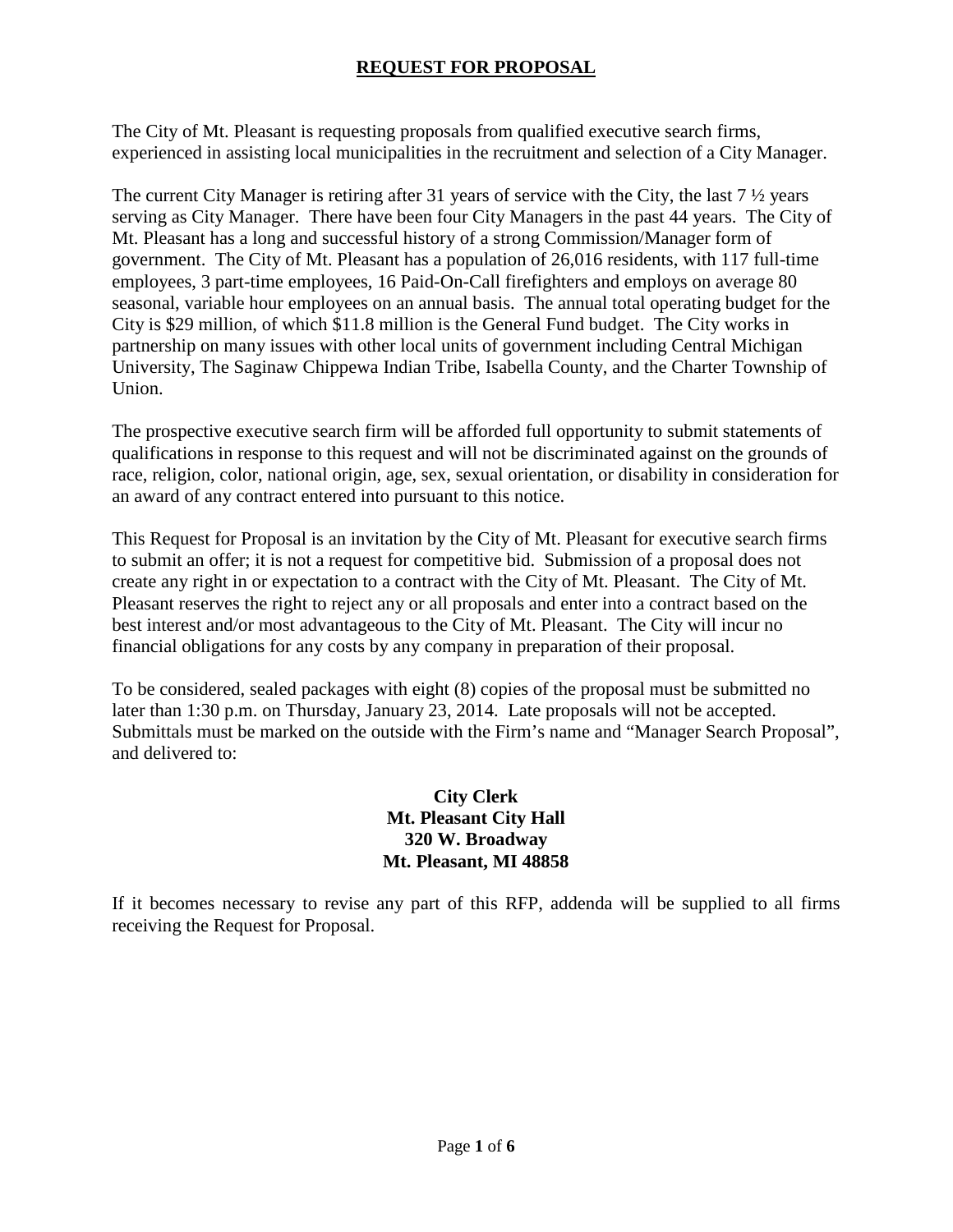# **REQUEST FOR PROPOSAL**

The City of Mt. Pleasant is requesting proposals from qualified executive search firms, experienced in assisting local municipalities in the recruitment and selection of a City Manager.

The current City Manager is retiring after 31 years of service with the City, the last 7 ½ years serving as City Manager. There have been four City Managers in the past 44 years. The City of Mt. Pleasant has a long and successful history of a strong Commission/Manager form of government. The City of Mt. Pleasant has a population of 26,016 residents, with 117 full-time employees, 3 part-time employees, 16 Paid-On-Call firefighters and employs on average 80 seasonal, variable hour employees on an annual basis. The annual total operating budget for the City is $29 million, of which $11.8 million is the General Fund budget. The City works in partnership on many issues with other local units of government including Central Michigan University, The Saginaw Chippewa Indian Tribe, Isabella County, and the Charter Township of Union.

The prospective executive search firm will be afforded full opportunity to submit statements of qualifications in response to this request and will not be discriminated against on the grounds of race, religion, color, national origin, age, sex, sexual orientation, or disability in consideration for an award of any contract entered into pursuant to this notice.

This Request for Proposal is an invitation by the City of Mt. Pleasant for executive search firms to submit an offer; it is not a request for competitive bid. Submission of a proposal does not create any right in or expectation to a contract with the City of Mt. Pleasant. The City of Mt. Pleasant reserves the right to reject any or all proposals and enter into a contract based on the best interest and/or most advantageous to the City of Mt. Pleasant. The City will incur no financial obligations for any costs by any company in preparation of their proposal.

To be considered, sealed packages with eight (8) copies of the proposal must be submitted no later than 1:30 p.m. on Thursday, January 23, 2014. Late proposals will not be accepted. Submittals must be marked on the outside with the Firm's name and "Manager Search Proposal", and delivered to:

**City Clerk**
**Mt. Pleasant City Hall**
**320 W. Broadway**
**Mt. Pleasant, MI 48858**

If it becomes necessary to revise any part of this RFP, addenda will be supplied to all firms receiving the Request for Proposal.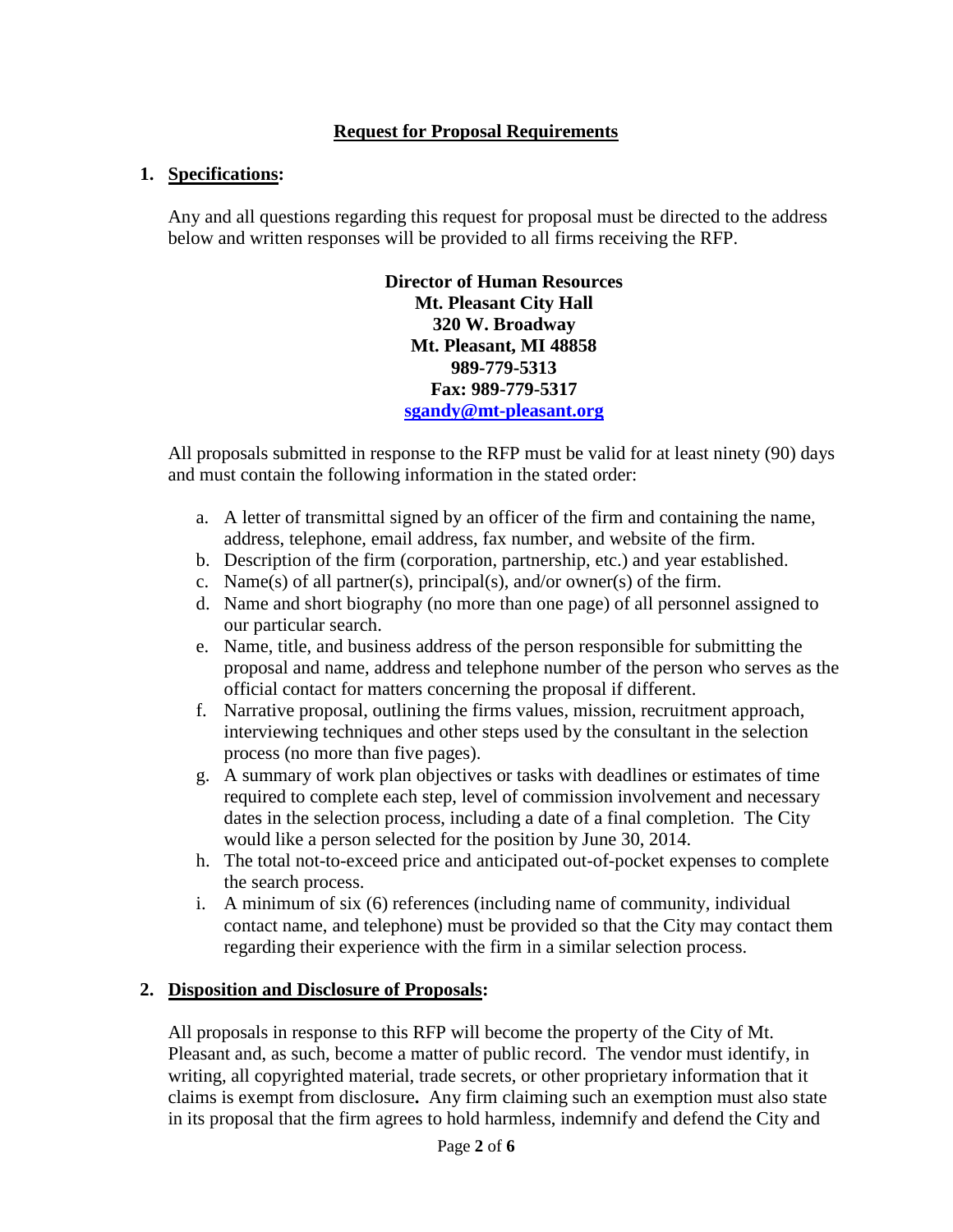## Request for Proposal Requirements

1. **Specifications:**

   Any and all questions regarding this request for proposal must be directed to the address below and written responses will be provided to all firms receiving the RFP.

   **Director of Human Resources**
   **Mt. Pleasant City Hall**
   **320 W. Broadway**
   **Mt. Pleasant, MI 48858**
   **989-779-5313**
   **Fax: 989-779-5317**
   **[sgandy@mt-pleasant.org](mailto:sgandy@mt-pleasant.org)**

   All proposals submitted in response to the RFP must be valid for at least ninety (90) days and must contain the following information in the stated order:

   a. A letter of transmittal signed by an officer of the firm and containing the name, address, telephone, email address, fax number, and website of the firm.
   b. Description of the firm (corporation, partnership, etc.) and year established.
   c. Name(s) of all partner(s), principal(s), and/or owner(s) of the firm.
   d. Name and short biography (no more than one page) of all personnel assigned to our particular search.
   e. Name, title, and business address of the person responsible for submitting the proposal and name, address and telephone number of the person who serves as the official contact for matters concerning the proposal if different.
   f. Narrative proposal, outlining the firms values, mission, recruitment approach, interviewing techniques and other steps used by the consultant in the selection process (no more than five pages).
   g. A summary of work plan objectives or tasks with deadlines or estimates of time required to complete each step, level of commission involvement and necessary dates in the selection process, including a date of a final completion. The City would like a person selected for the position by June 30, 2014.
   h. The total not-to-exceed price and anticipated out-of-pocket expenses to complete the search process.
   i. A minimum of six (6) references (including name of community, individual contact name, and telephone) must be provided so that the City may contact them regarding their experience with the firm in a similar selection process.

2. **Disposition and Disclosure of Proposals:**

   All proposals in response to this RFP will become the property of the City of Mt. Pleasant and, as such, become a matter of public record. The vendor must identify, in writing, all copyrighted material, trade secrets, or other proprietary information that it claims is exempt from disclosure**.** Any firm claiming such an exemption must also state in its proposal that the firm agrees to hold harmless, indemnify and defend the City and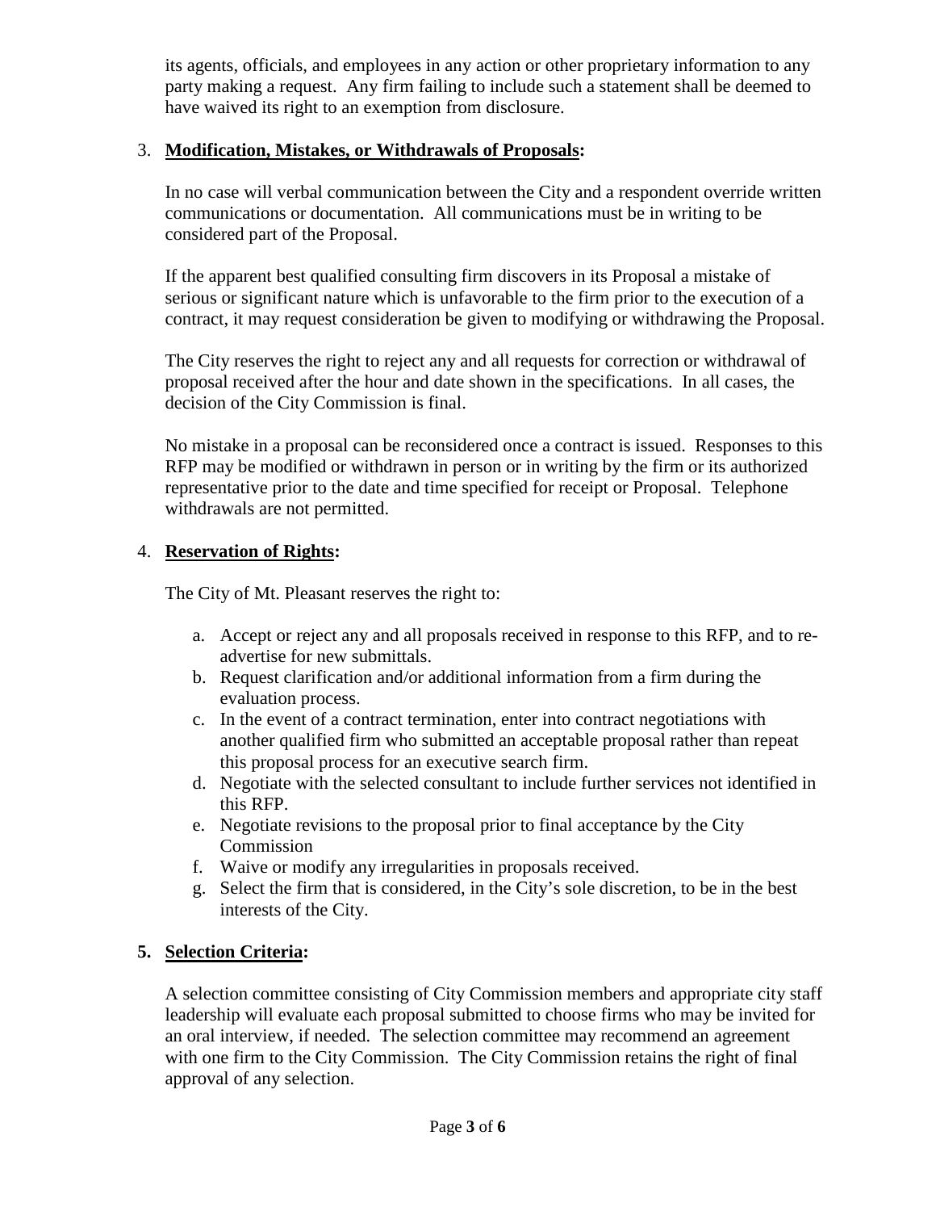its agents, officials, and employees in any action or other proprietary information to any party making a request. Any firm failing to include such a statement shall be deemed to have waived its right to an exemption from disclosure.

3. **Modification, Mistakes, or Withdrawals of Proposals:**

   In no case will verbal communication between the City and a respondent override written communications or documentation. All communications must be in writing to be considered part of the Proposal.

   If the apparent best qualified consulting firm discovers in its Proposal a mistake of serious or significant nature which is unfavorable to the firm prior to the execution of a contract, it may request consideration be given to modifying or withdrawing the Proposal.

   The City reserves the right to reject any and all requests for correction or withdrawal of proposal received after the hour and date shown in the specifications. In all cases, the decision of the City Commission is final.

   No mistake in a proposal can be reconsidered once a contract is issued. Responses to this RFP may be modified or withdrawn in person or in writing by the firm or its authorized representative prior to the date and time specified for receipt or Proposal. Telephone withdrawals are not permitted.

4. **Reservation of Rights:**

   The City of Mt. Pleasant reserves the right to:

   a. Accept or reject any and all proposals received in response to this RFP, and to re-advertise for new submittals.
   b. Request clarification and/or additional information from a firm during the evaluation process.
   c. In the event of a contract termination, enter into contract negotiations with another qualified firm who submitted an acceptable proposal rather than repeat this proposal process for an executive search firm.
   d. Negotiate with the selected consultant to include further services not identified in this RFP.
   e. Negotiate revisions to the proposal prior to final acceptance by the City Commission
   f. Waive or modify any irregularities in proposals received.
   g. Select the firm that is considered, in the City's sole discretion, to be in the best interests of the City.

5. **Selection Criteria:**

   A selection committee consisting of City Commission members and appropriate city staff leadership will evaluate each proposal submitted to choose firms who may be invited for an oral interview, if needed. The selection committee may recommend an agreement with one firm to the City Commission. The City Commission retains the right of final approval of any selection.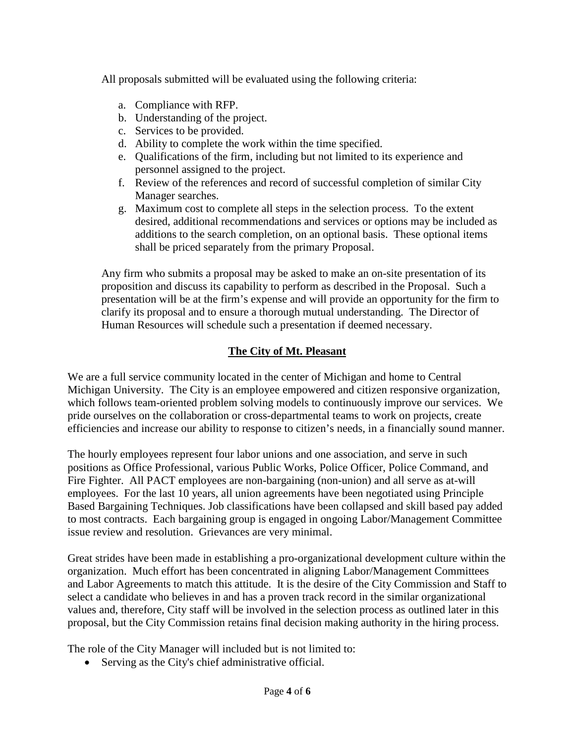All proposals submitted will be evaluated using the following criteria:

a. Compliance with RFP.
b. Understanding of the project.
c. Services to be provided.
d. Ability to complete the work within the time specified.
e. Qualifications of the firm, including but not limited to its experience and personnel assigned to the project.
f. Review of the references and record of successful completion of similar City Manager searches.
g. Maximum cost to complete all steps in the selection process. To the extent desired, additional recommendations and services or options may be included as additions to the search completion, on an optional basis. These optional items shall be priced separately from the primary Proposal.

Any firm who submits a proposal may be asked to make an on-site presentation of its proposition and discuss its capability to perform as described in the Proposal. Such a presentation will be at the firm's expense and will provide an opportunity for the firm to clarify its proposal and to ensure a thorough mutual understanding. The Director of Human Resources will schedule such a presentation if deemed necessary.

## The City of Mt. Pleasant

We are a full service community located in the center of Michigan and home to Central Michigan University. The City is an employee empowered and citizen responsive organization, which follows team-oriented problem solving models to continuously improve our services. We pride ourselves on the collaboration or cross-departmental teams to work on projects, create efficiencies and increase our ability to response to citizen's needs, in a financially sound manner.

The hourly employees represent four labor unions and one association, and serve in such positions as Office Professional, various Public Works, Police Officer, Police Command, and Fire Fighter. All PACT employees are non-bargaining (non-union) and all serve as at-will employees. For the last 10 years, all union agreements have been negotiated using Principle Based Bargaining Techniques. Job classifications have been collapsed and skill based pay added to most contracts. Each bargaining group is engaged in ongoing Labor/Management Committee issue review and resolution. Grievances are very minimal.

Great strides have been made in establishing a pro-organizational development culture within the organization. Much effort has been concentrated in aligning Labor/Management Committees and Labor Agreements to match this attitude. It is the desire of the City Commission and Staff to select a candidate who believes in and has a proven track record in the similar organizational values and, therefore, City staff will be involved in the selection process as outlined later in this proposal, but the City Commission retains final decision making authority in the hiring process.

The role of the City Manager will included but is not limited to:

- Serving as the City's chief administrative official.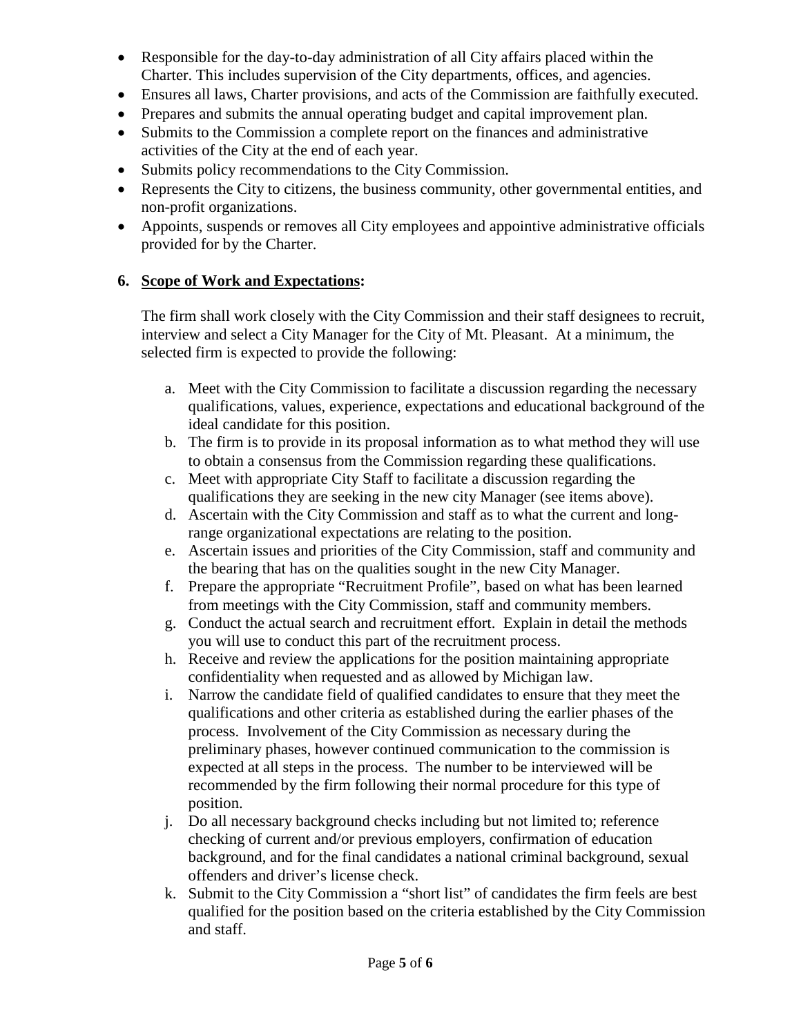- Responsible for the day-to-day administration of all City affairs placed within the Charter. This includes supervision of the City departments, offices, and agencies.
- Ensures all laws, Charter provisions, and acts of the Commission are faithfully executed.
- Prepares and submits the annual operating budget and capital improvement plan.
- Submits to the Commission a complete report on the finances and administrative activities of the City at the end of each year.
- Submits policy recommendations to the City Commission.
- Represents the City to citizens, the business community, other governmental entities, and non-profit organizations.
- Appoints, suspends or removes all City employees and appointive administrative officials provided for by the Charter.

**6. Scope of Work and Expectations:**

The firm shall work closely with the City Commission and their staff designees to recruit, interview and select a City Manager for the City of Mt. Pleasant. At a minimum, the selected firm is expected to provide the following:

a. Meet with the City Commission to facilitate a discussion regarding the necessary qualifications, values, experience, expectations and educational background of the ideal candidate for this position.
b. The firm is to provide in its proposal information as to what method they will use to obtain a consensus from the Commission regarding these qualifications.
c. Meet with appropriate City Staff to facilitate a discussion regarding the qualifications they are seeking in the new city Manager (see items above).
d. Ascertain with the City Commission and staff as to what the current and long-range organizational expectations are relating to the position.
e. Ascertain issues and priorities of the City Commission, staff and community and the bearing that has on the qualities sought in the new City Manager.
f. Prepare the appropriate "Recruitment Profile", based on what has been learned from meetings with the City Commission, staff and community members.
g. Conduct the actual search and recruitment effort. Explain in detail the methods you will use to conduct this part of the recruitment process.
h. Receive and review the applications for the position maintaining appropriate confidentiality when requested and as allowed by Michigan law.
i. Narrow the candidate field of qualified candidates to ensure that they meet the qualifications and other criteria as established during the earlier phases of the process. Involvement of the City Commission as necessary during the preliminary phases, however continued communication to the commission is expected at all steps in the process. The number to be interviewed will be recommended by the firm following their normal procedure for this type of position.
j. Do all necessary background checks including but not limited to; reference checking of current and/or previous employers, confirmation of education background, and for the final candidates a national criminal background, sexual offenders and driver's license check.
k. Submit to the City Commission a "short list" of candidates the firm feels are best qualified for the position based on the criteria established by the City Commission and staff.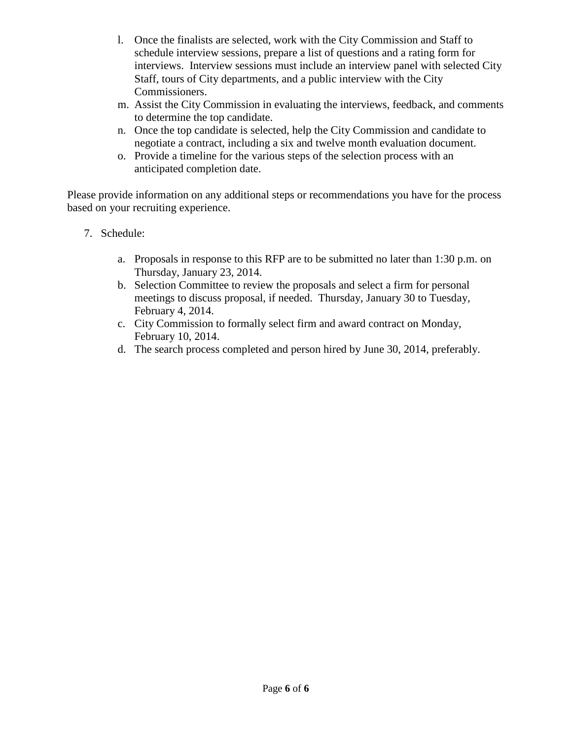l. Once the finalists are selected, work with the City Commission and Staff to schedule interview sessions, prepare a list of questions and a rating form for interviews. Interview sessions must include an interview panel with selected City Staff, tours of City departments, and a public interview with the City Commissioners.
m. Assist the City Commission in evaluating the interviews, feedback, and comments to determine the top candidate.
n. Once the top candidate is selected, help the City Commission and candidate to negotiate a contract, including a six and twelve month evaluation document.
o. Provide a timeline for the various steps of the selection process with an anticipated completion date.

Please provide information on any additional steps or recommendations you have for the process based on your recruiting experience.

7. Schedule:

   a. Proposals in response to this RFP are to be submitted no later than 1:30 p.m. on Thursday, January 23, 2014.
   b. Selection Committee to review the proposals and select a firm for personal meetings to discuss proposal, if needed. Thursday, January 30 to Tuesday, February 4, 2014.
   c. City Commission to formally select firm and award contract on Monday, February 10, 2014.
   d. The search process completed and person hired by June 30, 2014, preferably.